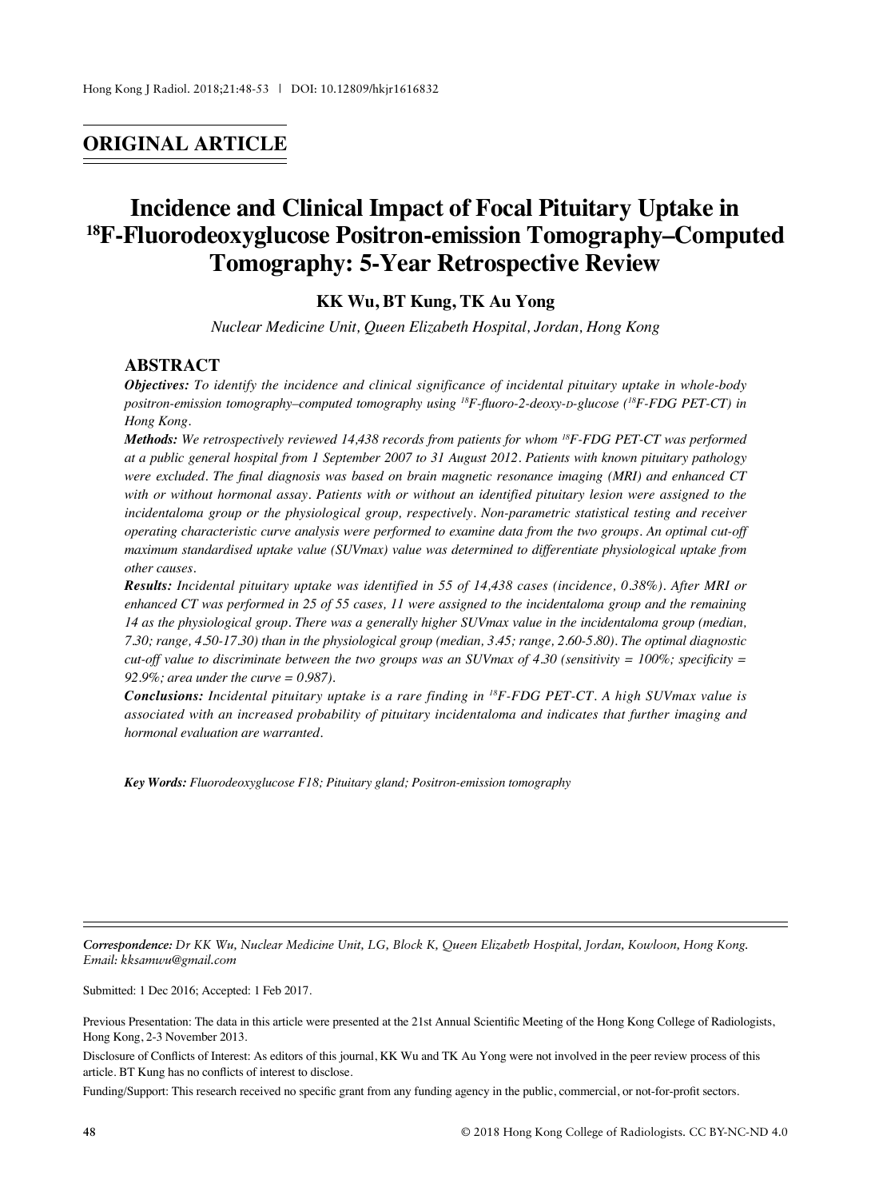## ORIGINAL ARTICLE

# Incidence and Clinical Impact of Focal Pituitary Uptake in $^{18}$F-Fluorodeoxyglucose Positron-emission Tomography–Computed Tomography: 5-Year Retrospective Review

**KK Wu, BT Kung, TK Au Yong**

*Nuclear Medicine Unit, Queen Elizabeth Hospital, Jordan, Hong Kong*

## ABSTRACT

***Objectives:*** *To identify the incidence and clinical significance of incidental pituitary uptake in whole-body positron-emission tomography–computed tomography using $^{18}$F-fluoro-2-deoxy-D-glucose ($^{18}$F-FDG PET-CT) in Hong Kong.*

***Methods:*** *We retrospectively reviewed 14,438 records from patients for whom $^{18}$F-FDG PET-CT was performed at a public general hospital from 1 September 2007 to 31 August 2012. Patients with known pituitary pathology were excluded. The final diagnosis was based on brain magnetic resonance imaging (MRI) and enhanced CT with or without hormonal assay. Patients with or without an identified pituitary lesion were assigned to the incidentaloma group or the physiological group, respectively. Non-parametric statistical testing and receiver operating characteristic curve analysis were performed to examine data from the two groups. An optimal cut-off maximum standardised uptake value (SUVmax) value was determined to differentiate physiological uptake from other causes.*

***Results:*** *Incidental pituitary uptake was identified in 55 of 14,438 cases (incidence, 0.38%). After MRI or enhanced CT was performed in 25 of 55 cases, 11 were assigned to the incidentaloma group and the remaining 14 as the physiological group. There was a generally higher SUVmax value in the incidentaloma group (median, 7.30; range, 4.50-17.30) than in the physiological group (median, 3.45; range, 2.60-5.80). The optimal diagnostic cut-off value to discriminate between the two groups was an SUVmax of 4.30 (sensitivity = 100%; specificity = 92.9%; area under the curve = 0.987).*

***Conclusions:*** *Incidental pituitary uptake is a rare finding in $^{18}$F-FDG PET-CT. A high SUVmax value is associated with an increased probability of pituitary incidentaloma and indicates that further imaging and hormonal evaluation are warranted.*

***Key Words:*** *Fluorodeoxyglucose F18; Pituitary gland; Positron-emission tomography*

---

***Correspondence:*** *Dr KK Wu, Nuclear Medicine Unit, LG, Block K, Queen Elizabeth Hospital, Jordan, Kowloon, Hong Kong. Email: kksamwu@gmail.com*

Submitted: 1 Dec 2016; Accepted: 1 Feb 2017.

Previous Presentation: The data in this article were presented at the 21st Annual Scientific Meeting of the Hong Kong College of Radiologists, Hong Kong, 2-3 November 2013.

Disclosure of Conflicts of Interest: As editors of this journal, KK Wu and TK Au Yong were not involved in the peer review process of this article. BT Kung has no conflicts of interest to disclose.

Funding/Support: This research received no specific grant from any funding agency in the public, commercial, or not-for-profit sectors.

© 2018 Hong Kong College of Radiologists. CC BY-NC-ND 4.0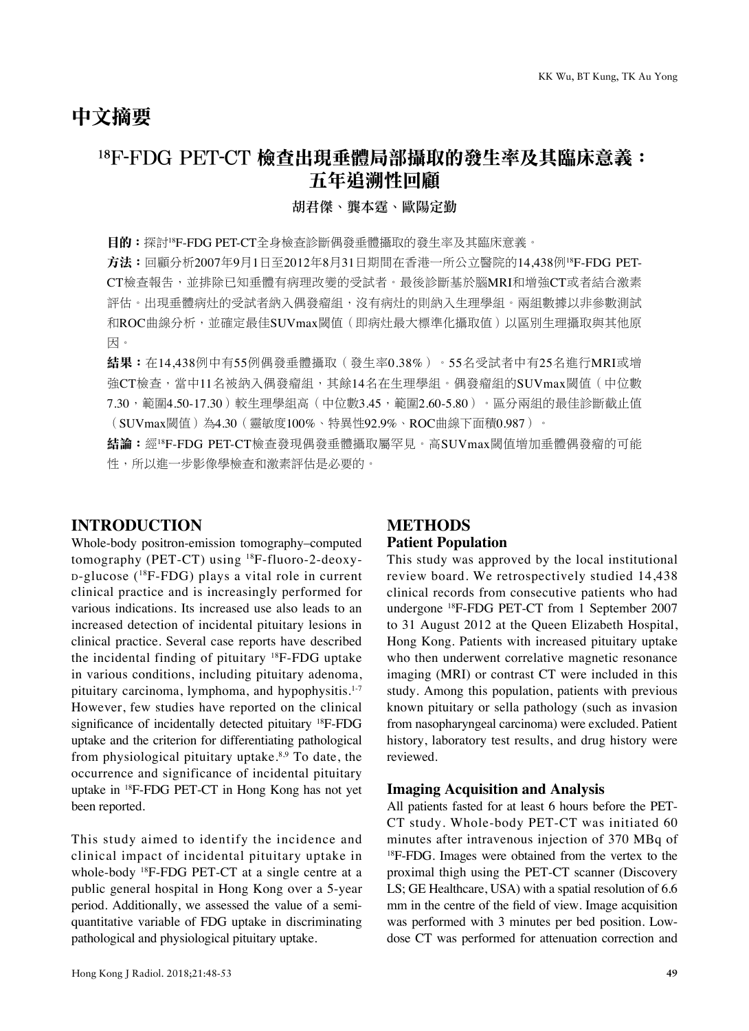# 中文摘要

## $^{18}$F-FDG PET-CT 檢查出現垂體局部攝取的發生率及其臨床意義：五年追溯性回顧

**胡君傑、龔本霆、歐陽定勤**

**目的：** 探討$^{18}$F-FDG PET-CT全身檢查診斷偶發垂體攝取的發生率及其臨床意義。

**方法：** 回顧分析2007年9月1日至2012年8月31日期間在香港一所公立醫院的14,438例$^{18}$F-FDG PET-CT檢查報告，並排除已知垂體有病理改變的受試者。最後診斷基於腦MRI和增強CT或者結合激素評估。出現垂體病灶的受試者納入偶發瘤組，沒有病灶的則納入生理學組。兩組數據以非參數測試和ROC曲線分析，並確定最佳SUVmax閾值（即病灶最大標準化攝取值）以區別生理攝取與其他原因。

**結果：** 在14,438例中有55例偶發垂體攝取（發生率0.38%）。55名受試者中有25名進行MRI或增強CT檢查，當中11名被納入偶發瘤組，其餘14名在生理學組。偶發瘤組的SUVmax閾值（中位數7.30，範圍4.50-17.30）較生理學組高（中位數3.45，範圍2.60-5.80）。區分兩組的最佳診斷截止值（SUVmax閾值）為4.30（靈敏度100%、特異性92.9%、ROC曲線下面積0.987）。

**結論：** 經$^{18}$F-FDG PET-CT檢查發現偶發垂體攝取屬罕見。高SUVmax閾值增加垂體偶發瘤的可能性，所以進一步影像學檢查和激素評估是必要的。

## INTRODUCTION

Whole-body positron-emission tomography–computed tomography (PET-CT) using $^{18}$F-fluoro-2-deoxy-D-glucose ($^{18}$F-FDG) plays a vital role in current clinical practice and is increasingly performed for various indications. Its increased use also leads to an increased detection of incidental pituitary lesions in clinical practice. Several case reports have described the incidental finding of pituitary $^{18}$F-FDG uptake in various conditions, including pituitary adenoma, pituitary carcinoma, lymphoma, and hypophysitis.[1-7] However, few studies have reported on the clinical significance of incidentally detected pituitary $^{18}$F-FDG uptake and the criterion for differentiating pathological from physiological pituitary uptake.[8,9] To date, the occurrence and significance of incidental pituitary uptake in $^{18}$F-FDG PET-CT in Hong Kong has not yet been reported.

This study aimed to identify the incidence and clinical impact of incidental pituitary uptake in whole-body $^{18}$F-FDG PET-CT at a single centre at a public general hospital in Hong Kong over a 5-year period. Additionally, we assessed the value of a semi-quantitative variable of FDG uptake in discriminating pathological and physiological pituitary uptake.

## METHODS

### Patient Population

This study was approved by the local institutional review board. We retrospectively studied 14,438 clinical records from consecutive patients who had undergone $^{18}$F-FDG PET-CT from 1 September 2007 to 31 August 2012 at the Queen Elizabeth Hospital, Hong Kong. Patients with increased pituitary uptake who then underwent correlative magnetic resonance imaging (MRI) or contrast CT were included in this study. Among this population, patients with previous known pituitary or sella pathology (such as invasion from nasopharyngeal carcinoma) were excluded. Patient history, laboratory test results, and drug history were reviewed.

### Imaging Acquisition and Analysis

All patients fasted for at least 6 hours before the PET-CT study. Whole-body PET-CT was initiated 60 minutes after intravenous injection of 370 MBq of $^{18}$F-FDG. Images were obtained from the vertex to the proximal thigh using the PET-CT scanner (Discovery LS; GE Healthcare, USA) with a spatial resolution of 6.6 mm in the centre of the field of view. Image acquisition was performed with 3 minutes per bed position. Low-dose CT was performed for attenuation correction and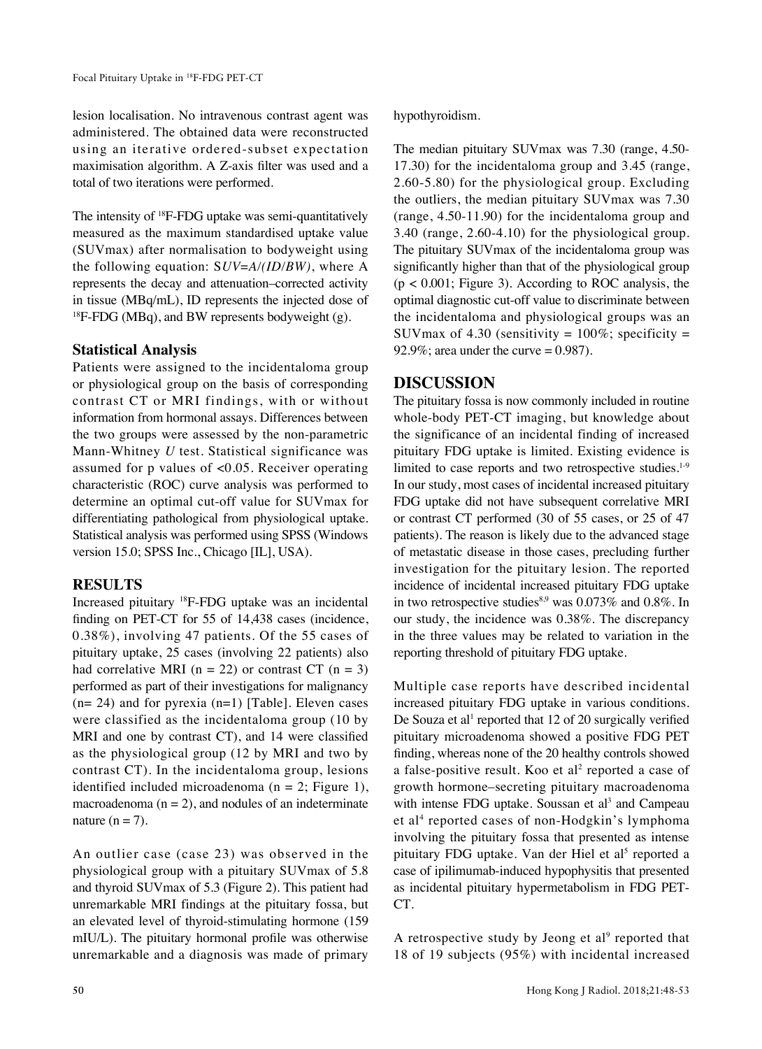lesion localisation. No intravenous contrast agent was administered. The obtained data were reconstructed using an iterative ordered-subset expectation maximisation algorithm. A Z-axis filter was used and a total of two iterations were performed.

The intensity of $^{18}$F-FDG uptake was semi-quantitatively measured as the maximum standardised uptake value (SUVmax) after normalisation to bodyweight using the following equation: $SUV=A/(ID/BW)$, where A represents the decay and attenuation–corrected activity in tissue (MBq/mL), ID represents the injected dose of $^{18}$F-FDG (MBq), and BW represents bodyweight (g).

### Statistical Analysis

Patients were assigned to the incidentaloma group or physiological group on the basis of corresponding contrast CT or MRI findings, with or without information from hormonal assays. Differences between the two groups were assessed by the non-parametric Mann-Whitney *U* test. Statistical significance was assumed for p values of <0.05. Receiver operating characteristic (ROC) curve analysis was performed to determine an optimal cut-off value for SUVmax for differentiating pathological from physiological uptake. Statistical analysis was performed using SPSS (Windows version 15.0; SPSS Inc., Chicago [IL], USA).

## RESULTS

Increased pituitary $^{18}$F-FDG uptake was an incidental finding on PET-CT for 55 of 14,438 cases (incidence, 0.38%), involving 47 patients. Of the 55 cases of pituitary uptake, 25 cases (involving 22 patients) also had correlative MRI ($n = 22$) or contrast CT ($n = 3$) performed as part of their investigations for malignancy ($n = 24$) and for pyrexia ($n=1$) [Table]. Eleven cases were classified as the incidentaloma group (10 by MRI and one by contrast CT), and 14 were classified as the physiological group (12 by MRI and two by contrast CT). In the incidentaloma group, lesions identified included microadenoma ($n = 2$; Figure 1), macroadenoma ($n = 2$), and nodules of an indeterminate nature ($n = 7$).

An outlier case (case 23) was observed in the physiological group with a pituitary SUVmax of 5.8 and thyroid SUVmax of 5.3 (Figure 2). This patient had unremarkable MRI findings at the pituitary fossa, but an elevated level of thyroid-stimulating hormone (159 mIU/L). The pituitary hormonal profile was otherwise unremarkable and a diagnosis was made of primary hypothyroidism.

The median pituitary SUVmax was 7.30 (range, 4.50-17.30) for the incidentaloma group and 3.45 (range, 2.60-5.80) for the physiological group. Excluding the outliers, the median pituitary SUVmax was 7.30 (range, 4.50-11.90) for the incidentaloma group and 3.40 (range, 2.60-4.10) for the physiological group. The pituitary SUVmax of the incidentaloma group was significantly higher than that of the physiological group ($p < 0.001$; Figure 3). According to ROC analysis, the optimal diagnostic cut-off value to discriminate between the incidentaloma and physiological groups was an SUVmax of 4.30 (sensitivity = 100%; specificity = 92.9%; area under the curve = 0.987).

## DISCUSSION

The pituitary fossa is now commonly included in routine whole-body PET-CT imaging, but knowledge about the significance of an incidental finding of increased pituitary FDG uptake is limited. Existing evidence is limited to case reports and two retrospective studies.[1-9] In our study, most cases of incidental increased pituitary FDG uptake did not have subsequent correlative MRI or contrast CT performed (30 of 55 cases, or 25 of 47 patients). The reason is likely due to the advanced stage of metastatic disease in those cases, precluding further investigation for the pituitary lesion. The reported incidence of incidental increased pituitary FDG uptake in two retrospective studies[8,9] was 0.073% and 0.8%. In our study, the incidence was 0.38%. The discrepancy in the three values may be related to variation in the reporting threshold of pituitary FDG uptake.

Multiple case reports have described incidental increased pituitary FDG uptake in various conditions. De Souza et al[1] reported that 12 of 20 surgically verified pituitary microadenoma showed a positive FDG PET finding, whereas none of the 20 healthy controls showed a false-positive result. Koo et al[2] reported a case of growth hormone–secreting pituitary macroadenoma with intense FDG uptake. Soussan et al[3] and Campeau et al[4] reported cases of non-Hodgkin's lymphoma involving the pituitary fossa that presented as intense pituitary FDG uptake. Van der Hiel et al[5] reported a case of ipilimumab-induced hypophysitis that presented as incidental pituitary hypermetabolism in FDG PET-CT.

A retrospective study by Jeong et al[9] reported that 18 of 19 subjects (95%) with incidental increased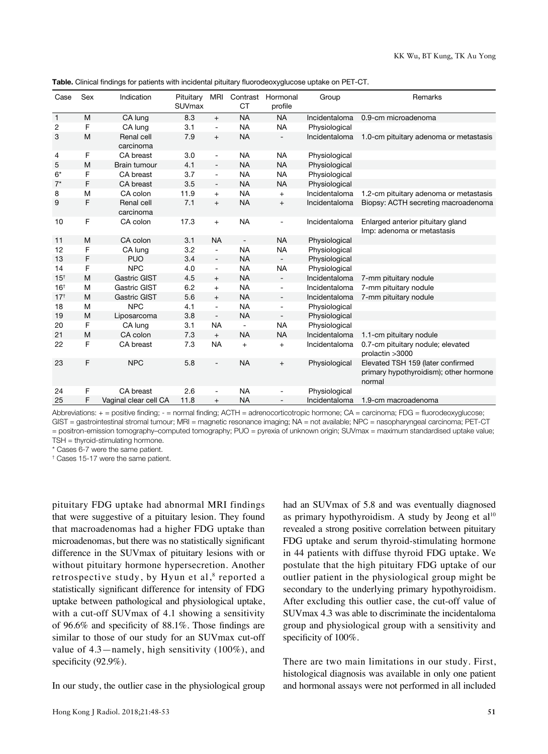**Table.** Clinical findings for patients with incidental pituitary fluorodeoxyglucose uptake on PET-CT.

| Case | Sex | Indication | Pituitary SUVmax | MRI | Contrast CT | Hormonal profile | Group | Remarks |
|---|---|---|---|---|---|---|---|---|
| 1 | M | CA lung | 8.3 | + | NA | NA | Incidentaloma | 0.9-cm microadenoma |
| 2 | F | CA lung | 3.1 | - | NA | NA | Physiological | |
| 3 | M | Renal cell carcinoma | 7.9 | + | NA | - | Incidentaloma | 1.0-cm pituitary adenoma or metastasis |
| 4 | F | CA breast | 3.0 | - | NA | NA | Physiological | |
| 5 | M | Brain tumour | 4.1 | - | NA | NA | Physiological | |
| 6* | F | CA breast | 3.7 | - | NA | NA | Physiological | |
| 7* | F | CA breast | 3.5 | - | NA | NA | Physiological | |
| 8 | M | CA colon | 11.9 | + | NA | + | Incidentaloma | 1.2-cm pituitary adenoma or metastasis |
| 9 | F | Renal cell carcinoma | 7.1 | + | NA | + | Incidentaloma | Biopsy: ACTH secreting macroadenoma |
| 10 | F | CA colon | 17.3 | + | NA | - | Incidentaloma | Enlarged anterior pituitary gland Imp: adenoma or metastasis |
| 11 | M | CA colon | 3.1 | NA | - | NA | Physiological | |
| 12 | F | CA lung | 3.2 | - | NA | NA | Physiological | |
| 13 | F | PUO | 3.4 | - | NA | - | Physiological | |
| 14 | F | NPC | 4.0 | - | NA | NA | Physiological | |
| 15† | M | Gastric GIST | 4.5 | + | NA | - | Incidentaloma | 7-mm pituitary nodule |
| 16† | M | Gastric GIST | 6.2 | + | NA | - | Incidentaloma | 7-mm pituitary nodule |
| 17† | M | Gastric GIST | 5.6 | + | NA | - | Incidentaloma | 7-mm pituitary nodule |
| 18 | M | NPC | 4.1 | - | NA | - | Physiological | |
| 19 | M | Liposarcoma | 3.8 | - | NA | - | Physiological | |
| 20 | F | CA lung | 3.1 | NA | - | NA | Physiological | |
| 21 | M | CA colon | 7.3 | + | NA | NA | Incidentaloma | 1.1-cm pituitary nodule |
| 22 | F | CA breast | 7.3 | NA | + | + | Incidentaloma | 0.7-cm pituitary nodule; elevated prolactin >3000 |
| 23 | F | NPC | 5.8 | - | NA | + | Physiological | Elevated TSH 159 (later confirmed primary hypothyroidism); other hormone normal |
| 24 | F | CA breast | 2.6 | - | NA | - | Physiological | |
| 25 | F | Vaginal clear cell CA | 11.8 | + | NA | - | Incidentaloma | 1.9-cm macroadenoma |

Abbreviations: + = positive finding; - = normal finding; ACTH = adrenocorticotropic hormone; CA = carcinoma; FDG = fluorodeoxyglucose; GIST = gastrointestinal stromal tumour; MRI = magnetic resonance imaging; NA = not available; NPC = nasopharyngeal carcinoma; PET-CT = positron-emission tomography–computed tomography; PUO = pyrexia of unknown origin; SUVmax = maximum standardised uptake value; TSH = thyroid-stimulating hormone.

\* Cases 6-7 were the same patient.

† Cases 15-17 were the same patient.

pituitary FDG uptake had abnormal MRI findings that were suggestive of a pituitary lesion. They found that macroadenomas had a higher FDG uptake than microadenomas, but there was no statistically significant difference in the SUVmax of pituitary lesions with or without pituitary hormone hypersecretion. Another retrospective study, by Hyun et al,[8] reported a statistically significant difference for intensity of FDG uptake between pathological and physiological uptake, with a cut-off SUVmax of 4.1 showing a sensitivity of 96.6% and specificity of 88.1%. Those findings are similar to those of our study for an SUVmax cut-off value of 4.3—namely, high sensitivity (100%), and specificity (92.9%).

In our study, the outlier case in the physiological group had an SUVmax of 5.8 and was eventually diagnosed as primary hypothyroidism. A study by Jeong et al[10] revealed a strong positive correlation between pituitary FDG uptake and serum thyroid-stimulating hormone in 44 patients with diffuse thyroid FDG uptake. We postulate that the high pituitary FDG uptake of our outlier patient in the physiological group might be secondary to the underlying primary hypothyroidism. After excluding this outlier case, the cut-off value of SUVmax 4.3 was able to discriminate the incidentaloma group and physiological group with a sensitivity and specificity of 100%.

There are two main limitations in our study. First, histological diagnosis was available in only one patient and hormonal assays were not performed in all included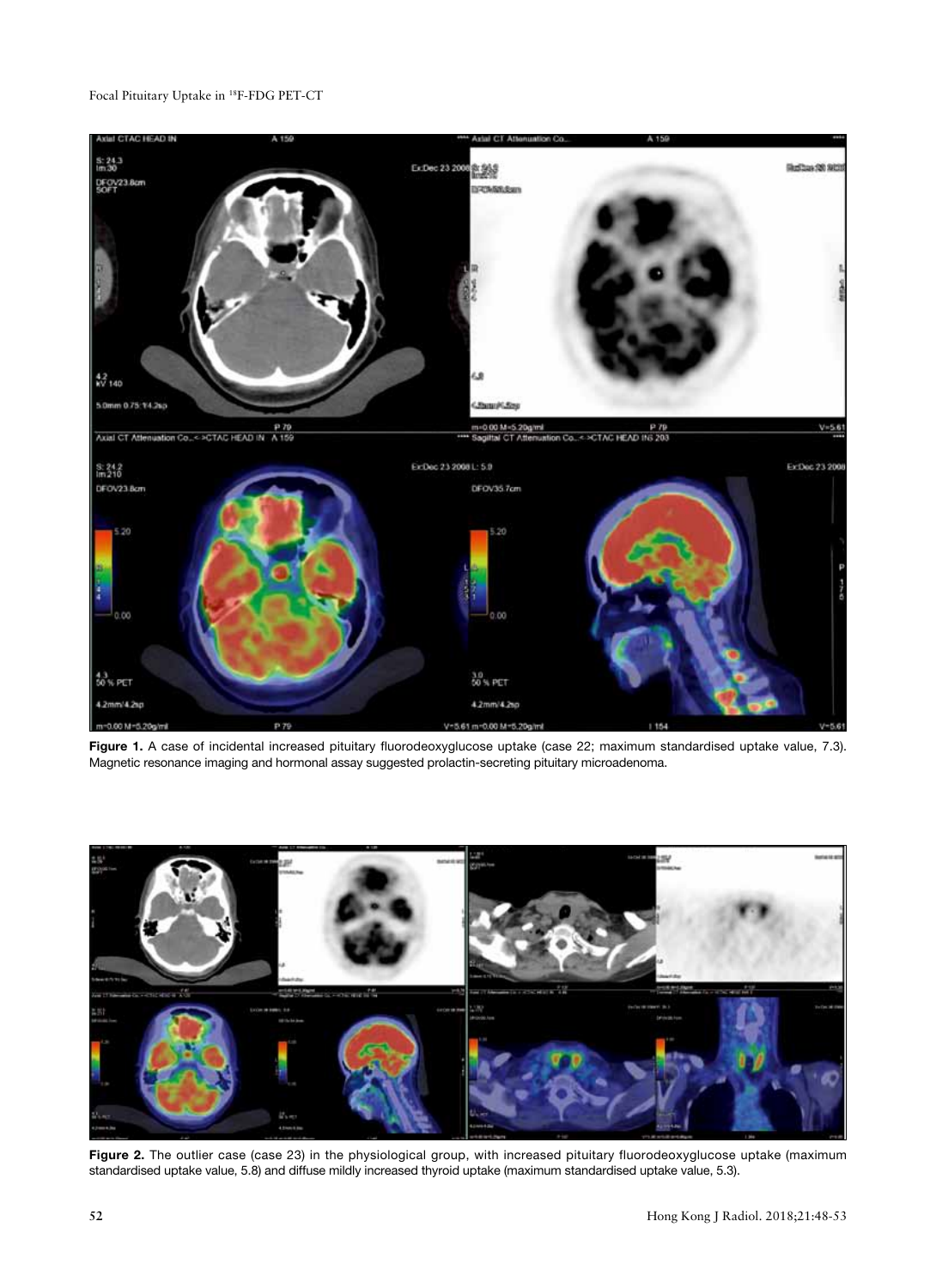**Figure 1.** A case of incidental increased pituitary fluorodeoxyglucose uptake (case 22; maximum standardised uptake value, 7.3). Magnetic resonance imaging and hormonal assay suggested prolactin-secreting pituitary microadenoma.

**Figure 2.** The outlier case (case 23) in the physiological group, with increased pituitary fluorodeoxyglucose uptake (maximum standardised uptake value, 5.8) and diffuse mildly increased thyroid uptake (maximum standardised uptake value, 5.3).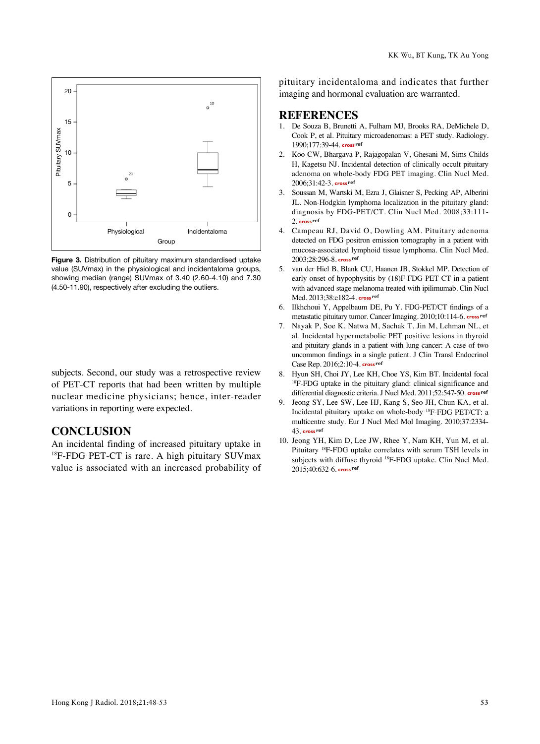Pituitary SUVmax

20

15

10

5

0

10

21

Physiological

Incidentaloma

Group

**Figure 3.** Distribution of pituitary maximum standardised uptake value (SUVmax) in the physiological and incidentaloma groups, showing median (range) SUVmax of 3.40 (2.60-4.10) and 7.30 (4.50-11.90), respectively after excluding the outliers.

subjects. Second, our study was a retrospective review of PET-CT reports that had been written by multiple nuclear medicine physicians; hence, inter-reader variations in reporting were expected.

## CONCLUSION

An incidental finding of increased pituitary uptake in $^{18}$F-FDG PET-CT is rare. A high pituitary SUVmax value is associated with an increased probability of pituitary incidentaloma and indicates that further imaging and hormonal evaluation are warranted.

## REFERENCES

1. De Souza B, Brunetti A, Fulham MJ, Brooks RA, DeMichele D, Cook P, et al. Pituitary microadenomas: a PET study. Radiology. 1990;177:39-44.
2. Koo CW, Bhargava P, Rajagopalan V, Ghesani M, Sims-Childs H, Kagetsu NJ. Incidental detection of clinically occult pituitary adenoma on whole-body FDG PET imaging. Clin Nucl Med. 2006;31:42-3.
3. Soussan M, Wartski M, Ezra J, Glaisner S, Pecking AP, Alberini JL. Non-Hodgkin lymphoma localization in the pituitary gland: diagnosis by FDG-PET/CT. Clin Nucl Med. 2008;33:111-2.
4. Campeau RJ, David O, Dowling AM. Pituitary adenoma detected on FDG positron emission tomography in a patient with mucosa-associated lymphoid tissue lymphoma. Clin Nucl Med. 2003;28:296-8.
5. van der Hiel B, Blank CU, Haanen JB, Stokkel MP. Detection of early onset of hypophysitis by (18)F-FDG PET-CT in a patient with advanced stage melanoma treated with ipilimumab. Clin Nucl Med. 2013;38:e182-4.
6. Ilkhchoui Y, Appelbaum DE, Pu Y. FDG-PET/CT findings of a metastatic pituitary tumor. Cancer Imaging. 2010;10:114-6.
7. Nayak P, Soe K, Natwa M, Sachak T, Jin M, Lehman NL, et al. Incidental hypermetabolic PET positive lesions in thyroid and pituitary glands in a patient with lung cancer: A case of two uncommon findings in a single patient. J Clin Transl Endocrinol Case Rep. 2016;2:10-4.
8. Hyun SH, Choi JY, Lee KH, Choe YS, Kim BT. Incidental focal $^{18}$F-FDG uptake in the pituitary gland: clinical significance and differential diagnostic criteria. J Nucl Med. 2011;52:547-50.
9. Jeong SY, Lee SW, Lee HJ, Kang S, Seo JH, Chun KA, et al. Incidental pituitary uptake on whole-body $^{18}$F-FDG PET/CT: a multicentre study. Eur J Nucl Med Mol Imaging. 2010;37:2334-43.
10. Jeong YH, Kim D, Lee JW, Rhee Y, Nam KH, Yun M, et al. Pituitary $^{18}$F-FDG uptake correlates with serum TSH levels in subjects with diffuse thyroid $^{18}$F-FDG uptake. Clin Nucl Med. 2015;40:632-6.